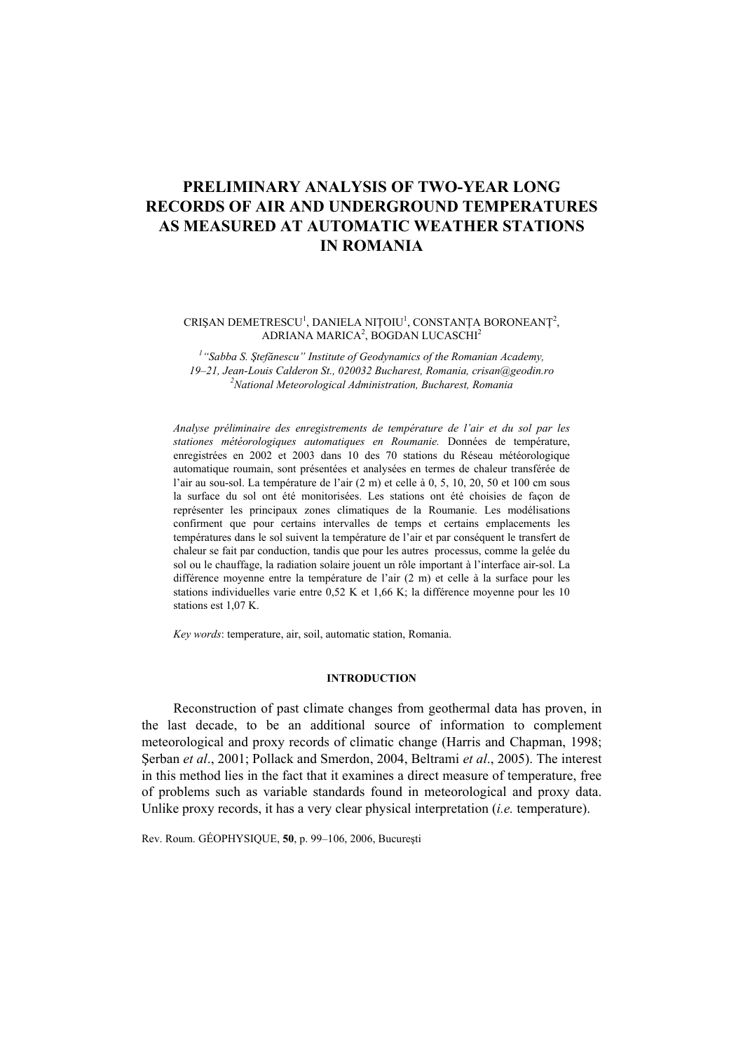# PRELIMINARY ANALYSIS OF TWO-YEAR LONG RECORDS OF AIR AND UNDERGROUND TEMPERATURES AS MEASURED AT AUTOMATIC WEATHER STATIONS IN ROMANIA

CRIŞAN DEMETRESCU[1], DANIELA NIŢOIU[1], CONSTANŢA BORONEANŢ[2], ADRIANA MARICA[2], BOGDAN LUCASCHI[2]

[1] *"Sabba S. Ştefănescu" Institute of Geodynamics of the Romanian Academy, 19–21, Jean-Louis Calderon St., 020032 Bucharest, Romania, crisan@geodin.ro*
[2] *National Meteorological Administration, Bucharest, Romania*

*Analyse préliminaire des enregistrements de température de l'air et du sol par les stationes météorologiques automatiques en Roumanie.* Données de température, enregistrées en 2002 et 2003 dans 10 des 70 stations du Réseau météorologique automatique roumain, sont présentées et analysées en termes de chaleur transférée de l'air au sou-sol. La température de l'air (2 m) et celle à 0, 5, 10, 20, 50 et 100 cm sous la surface du sol ont été monitorisées. Les stations ont été choisies de façon de représenter les principaux zones climatiques de la Roumanie. Les modélisations confirment que pour certains intervalles de temps et certains emplacements les températures dans le sol suivent la température de l'air et par conséquent le transfert de chaleur se fait par conduction, tandis que pour les autres processus, comme la gelée du sol ou le chauffage, la radiation solaire jouent un rôle important à l'interface air-sol. La différence moyenne entre la température de l'air (2 m) et celle à la surface pour les stations individuelles varie entre 0,52 K et 1,66 K; la différence moyenne pour les 10 stations est 1,07 K.

*Key words*: temperature, air, soil, automatic station, Romania.

## INTRODUCTION

Reconstruction of past climate changes from geothermal data has proven, in the last decade, to be an additional source of information to complement meteorological and proxy records of climatic change (Harris and Chapman, 1998; Şerban *et al*., 2001; Pollack and Smerdon, 2004, Beltrami *et al*., 2005). The interest in this method lies in the fact that it examines a direct measure of temperature, free of problems such as variable standards found in meteorological and proxy data. Unlike proxy records, it has a very clear physical interpretation (*i.e.* temperature).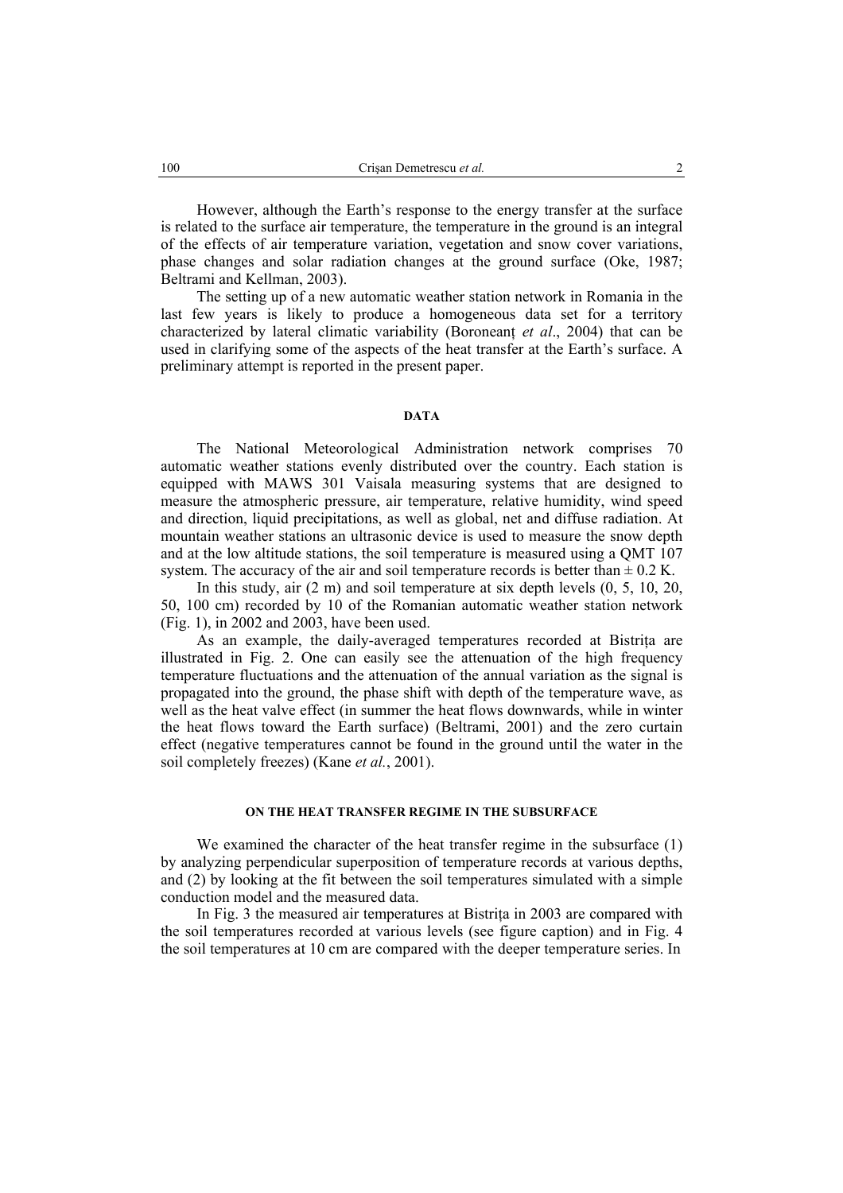However, although the Earth's response to the energy transfer at the surface is related to the surface air temperature, the temperature in the ground is an integral of the effects of air temperature variation, vegetation and snow cover variations, phase changes and solar radiation changes at the ground surface (Oke, 1987; Beltrami and Kellman, 2003).

The setting up of a new automatic weather station network in Romania in the last few years is likely to produce a homogeneous data set for a territory characterized by lateral climatic variability (Boroneanț *et al*., 2004) that can be used in clarifying some of the aspects of the heat transfer at the Earth's surface. A preliminary attempt is reported in the present paper.

## DATA

The National Meteorological Administration network comprises 70 automatic weather stations evenly distributed over the country. Each station is equipped with MAWS 301 Vaisala measuring systems that are designed to measure the atmospheric pressure, air temperature, relative humidity, wind speed and direction, liquid precipitations, as well as global, net and diffuse radiation. At mountain weather stations an ultrasonic device is used to measure the snow depth and at the low altitude stations, the soil temperature is measured using a QMT 107 system. The accuracy of the air and soil temperature records is better than $\pm$ 0.2 K.

In this study, air (2 m) and soil temperature at six depth levels (0, 5, 10, 20, 50, 100 cm) recorded by 10 of the Romanian automatic weather station network (Fig. 1), in 2002 and 2003, have been used.

As an example, the daily-averaged temperatures recorded at Bistrița are illustrated in Fig. 2. One can easily see the attenuation of the high frequency temperature fluctuations and the attenuation of the annual variation as the signal is propagated into the ground, the phase shift with depth of the temperature wave, as well as the heat valve effect (in summer the heat flows downwards, while in winter the heat flows toward the Earth surface) (Beltrami, 2001) and the zero curtain effect (negative temperatures cannot be found in the ground until the water in the soil completely freezes) (Kane *et al.*, 2001).

## ON THE HEAT TRANSFER REGIME IN THE SUBSURFACE

We examined the character of the heat transfer regime in the subsurface (1) by analyzing perpendicular superposition of temperature records at various depths, and (2) by looking at the fit between the soil temperatures simulated with a simple conduction model and the measured data.

In Fig. 3 the measured air temperatures at Bistrița in 2003 are compared with the soil temperatures recorded at various levels (see figure caption) and in Fig. 4 the soil temperatures at 10 cm are compared with the deeper temperature series. In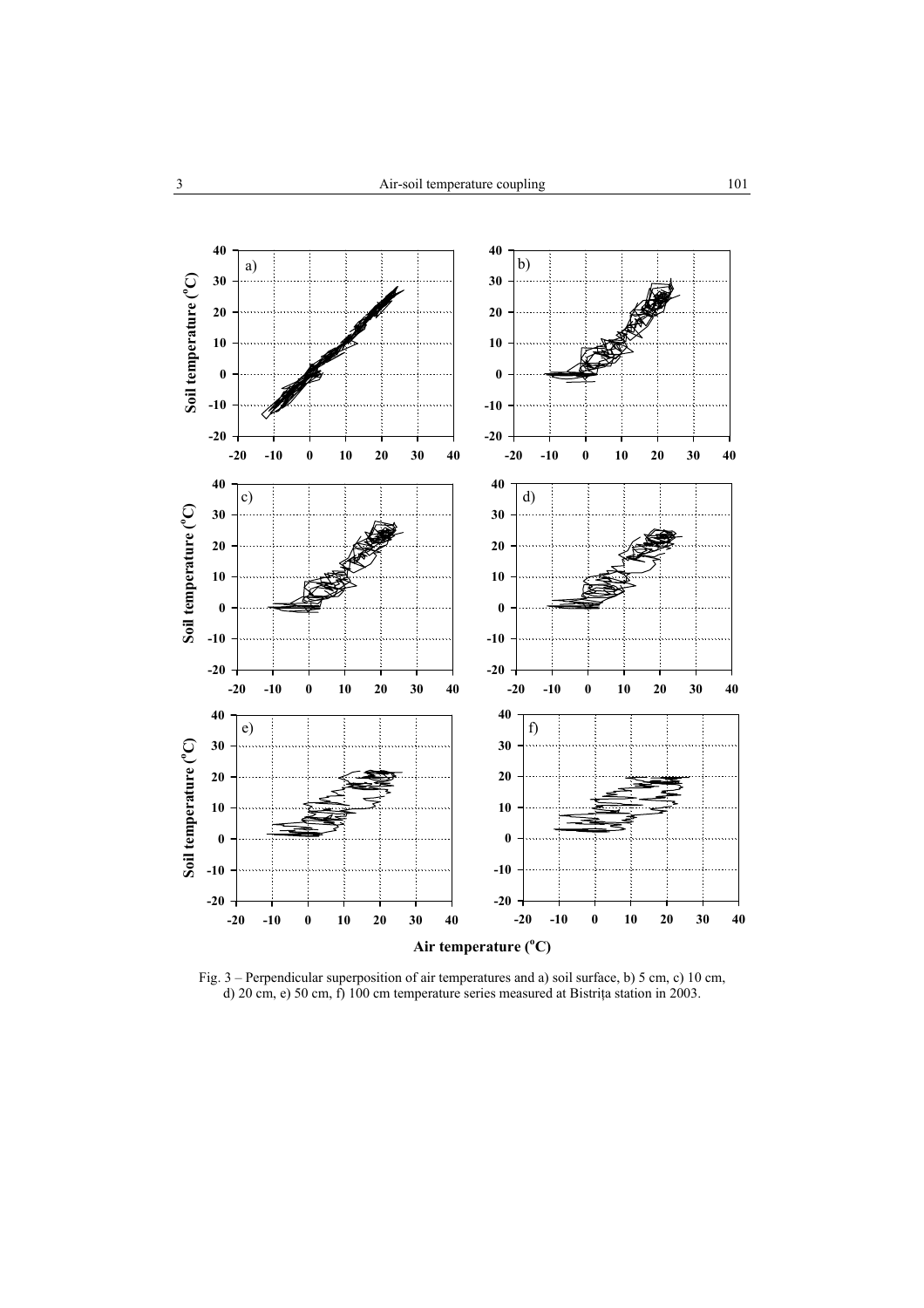a)

b)

c)

d)

e)

f)

Soil temperature (°C)

Air temperature (°C)

40
30
20
10
0
-10
-20

-20 -10 0 10 20 30 40

Fig. 3 – Perpendicular superposition of air temperatures and a) soil surface, b) 5 cm, c) 10 cm, d) 20 cm, e) 50 cm, f) 100 cm temperature series measured at Bistrița station in 2003.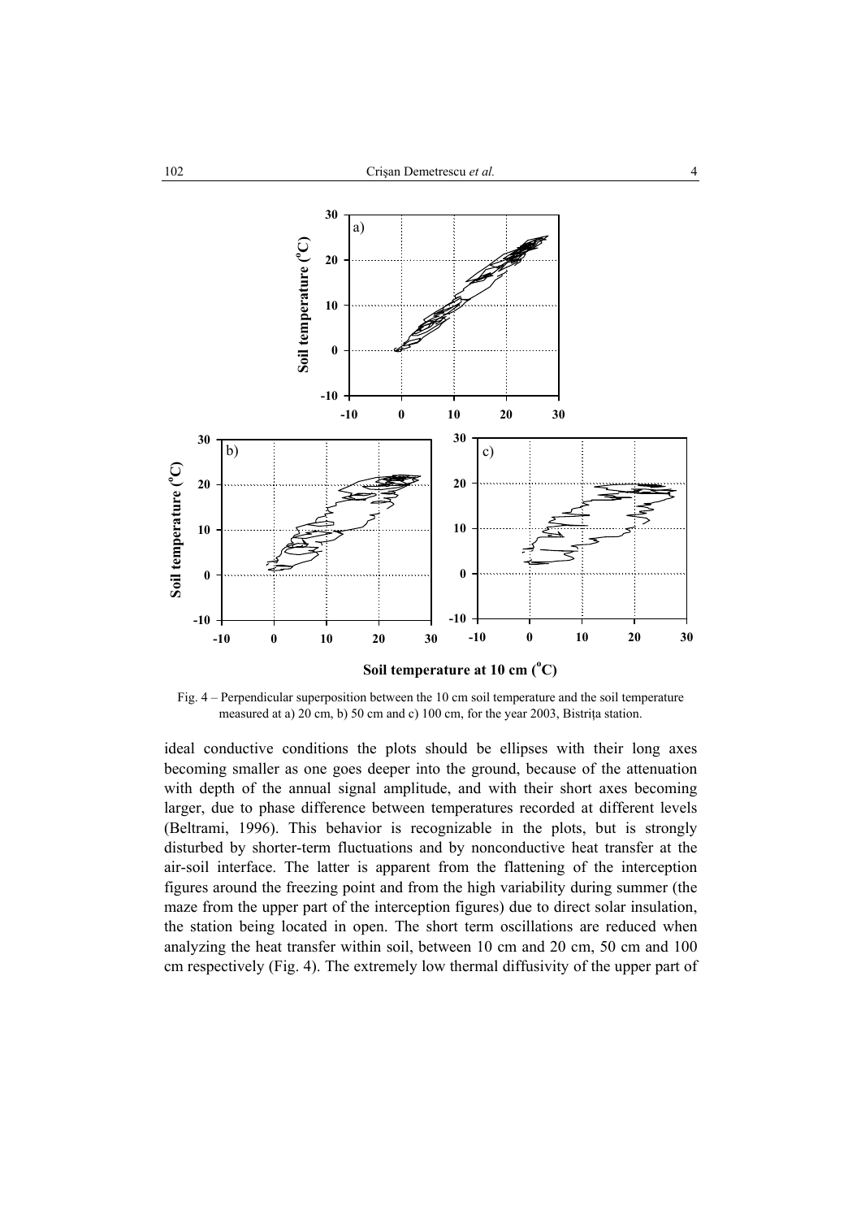a)

Soil temperature (°C)

30

20

10

0

-10

-10 0 10 20 30

b)

Soil temperature (°C)

30

20

10

0

-10

-10 0 10 20 30

c)

30

20

10

0

-10

-10 0 10 20 30

Soil temperature at 10 cm (°C)

Fig. 4 – Perpendicular superposition between the 10 cm soil temperature and the soil temperature measured at a) 20 cm, b) 50 cm and c) 100 cm, for the year 2003, Bistriţa station.

ideal conductive conditions the plots should be ellipses with their long axes becoming smaller as one goes deeper into the ground, because of the attenuation with depth of the annual signal amplitude, and with their short axes becoming larger, due to phase difference between temperatures recorded at different levels (Beltrami, 1996). This behavior is recognizable in the plots, but is strongly disturbed by shorter-term fluctuations and by nonconductive heat transfer at the air-soil interface. The latter is apparent from the flattening of the interception figures around the freezing point and from the high variability during summer (the maze from the upper part of the interception figures) due to direct solar insulation, the station being located in open. The short term oscillations are reduced when analyzing the heat transfer within soil, between 10 cm and 20 cm, 50 cm and 100 cm respectively (Fig. 4). The extremely low thermal diffusivity of the upper part of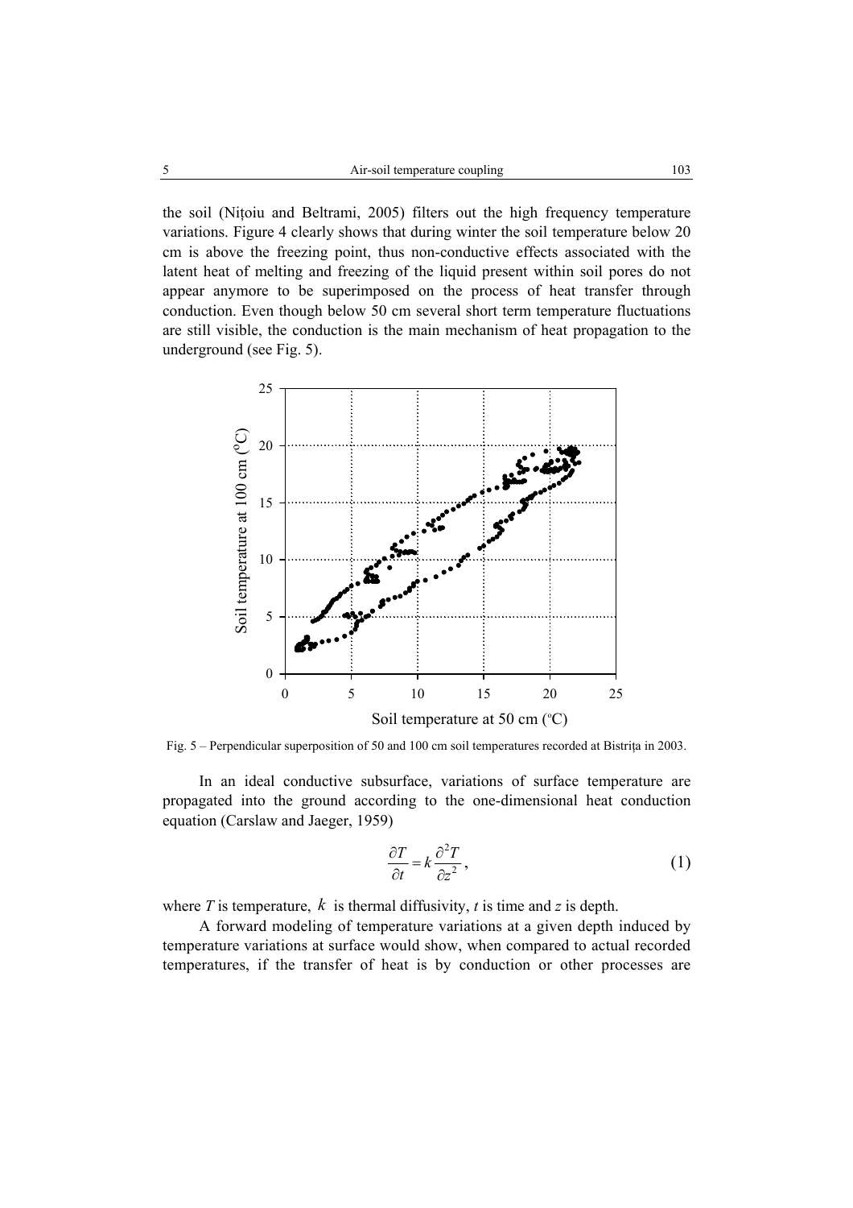the soil (Nițoiu and Beltrami, 2005) filters out the high frequency temperature variations. Figure 4 clearly shows that during winter the soil temperature below 20 cm is above the freezing point, thus non-conductive effects associated with the latent heat of melting and freezing of the liquid present within soil pores do not appear anymore to be superimposed on the process of heat transfer through conduction. Even though below 50 cm several short term temperature fluctuations are still visible, the conduction is the main mechanism of heat propagation to the underground (see Fig. 5).

Soil temperature at 100 cm (°C)
0
5
10
15
20
25
Soil temperature at 50 cm (°C)
0
5
10
15
20
25

Fig. 5 – Perpendicular superposition of 50 and 100 cm soil temperatures recorded at Bistrița in 2003.

In an ideal conductive subsurface, variations of surface temperature are propagated into the ground according to the one-dimensional heat conduction equation (Carslaw and Jaeger, 1959)

$$\frac{\partial T}{\partial t} = k\frac{\partial^2 T}{\partial z^2}, \tag{1}$$

where $T$ is temperature, $k$ is thermal diffusivity, $t$ is time and $z$ is depth.

A forward modeling of temperature variations at a given depth induced by temperature variations at surface would show, when compared to actual recorded temperatures, if the transfer of heat is by conduction or other processes are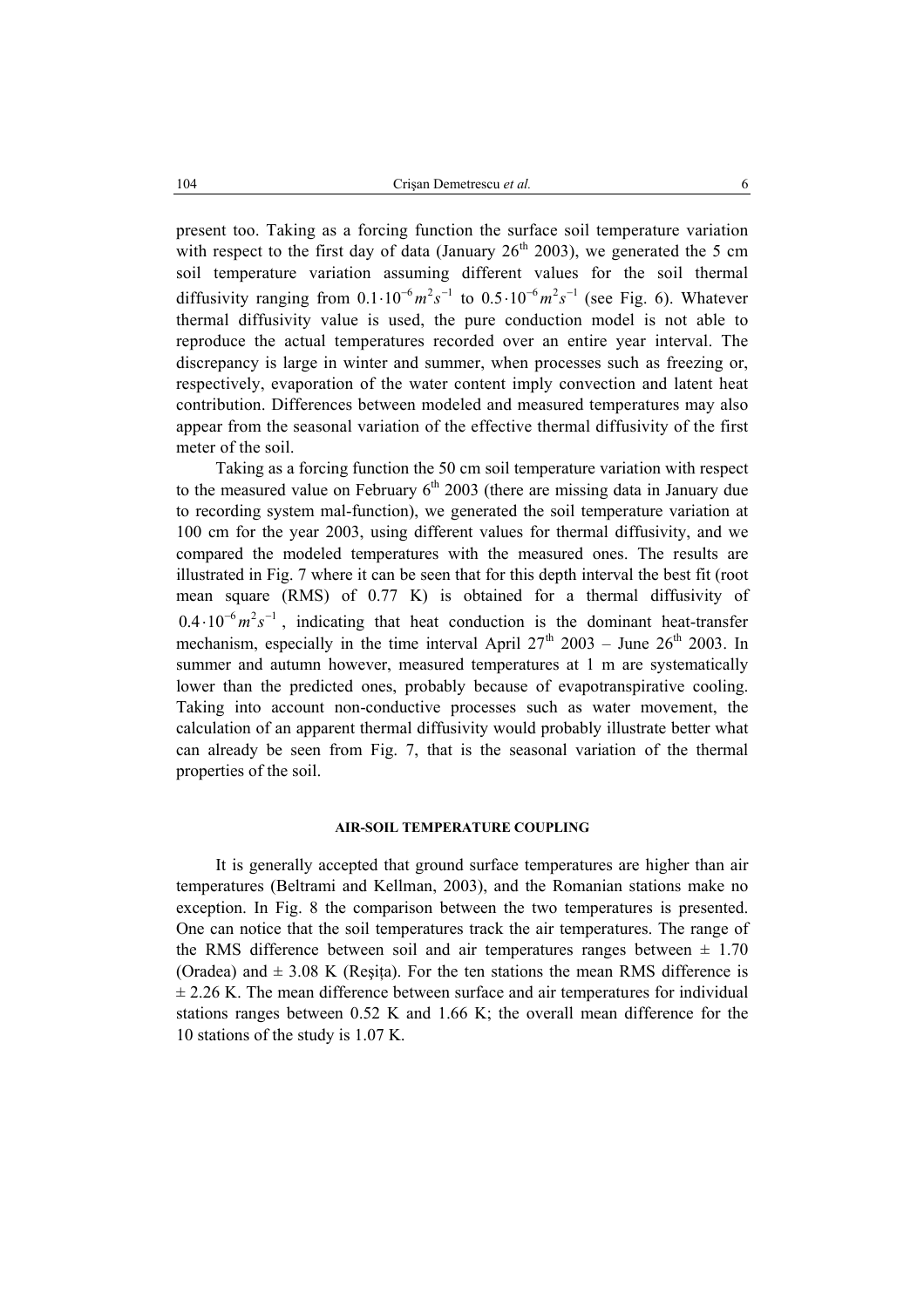present too. Taking as a forcing function the surface soil temperature variation with respect to the first day of data (January 26th 2003), we generated the 5 cm soil temperature variation assuming different values for the soil thermal diffusivity ranging from $0.1 \cdot 10^{-6} m^2 s^{-1}$ to $0.5 \cdot 10^{-6} m^2 s^{-1}$ (see Fig. 6). Whatever thermal diffusivity value is used, the pure conduction model is not able to reproduce the actual temperatures recorded over an entire year interval. The discrepancy is large in winter and summer, when processes such as freezing or, respectively, evaporation of the water content imply convection and latent heat contribution. Differences between modeled and measured temperatures may also appear from the seasonal variation of the effective thermal diffusivity of the first meter of the soil.

Taking as a forcing function the 50 cm soil temperature variation with respect to the measured value on February 6th 2003 (there are missing data in January due to recording system mal-function), we generated the soil temperature variation at 100 cm for the year 2003, using different values for thermal diffusivity, and we compared the modeled temperatures with the measured ones. The results are illustrated in Fig. 7 where it can be seen that for this depth interval the best fit (root mean square (RMS) of 0.77 K) is obtained for a thermal diffusivity of $0.4 \cdot 10^{-6} m^2 s^{-1}$, indicating that heat conduction is the dominant heat-transfer mechanism, especially in the time interval April 27th 2003 – June 26th 2003. In summer and autumn however, measured temperatures at 1 m are systematically lower than the predicted ones, probably because of evapotranspirative cooling. Taking into account non-conductive processes such as water movement, the calculation of an apparent thermal diffusivity would probably illustrate better what can already be seen from Fig. 7, that is the seasonal variation of the thermal properties of the soil.

## AIR-SOIL TEMPERATURE COUPLING

It is generally accepted that ground surface temperatures are higher than air temperatures (Beltrami and Kellman, 2003), and the Romanian stations make no exception. In Fig. 8 the comparison between the two temperatures is presented. One can notice that the soil temperatures track the air temperatures. The range of the RMS difference between soil and air temperatures ranges between ± 1.70 (Oradea) and ± 3.08 K (Reşiţa). For the ten stations the mean RMS difference is ± 2.26 K. The mean difference between surface and air temperatures for individual stations ranges between 0.52 K and 1.66 K; the overall mean difference for the 10 stations of the study is 1.07 K.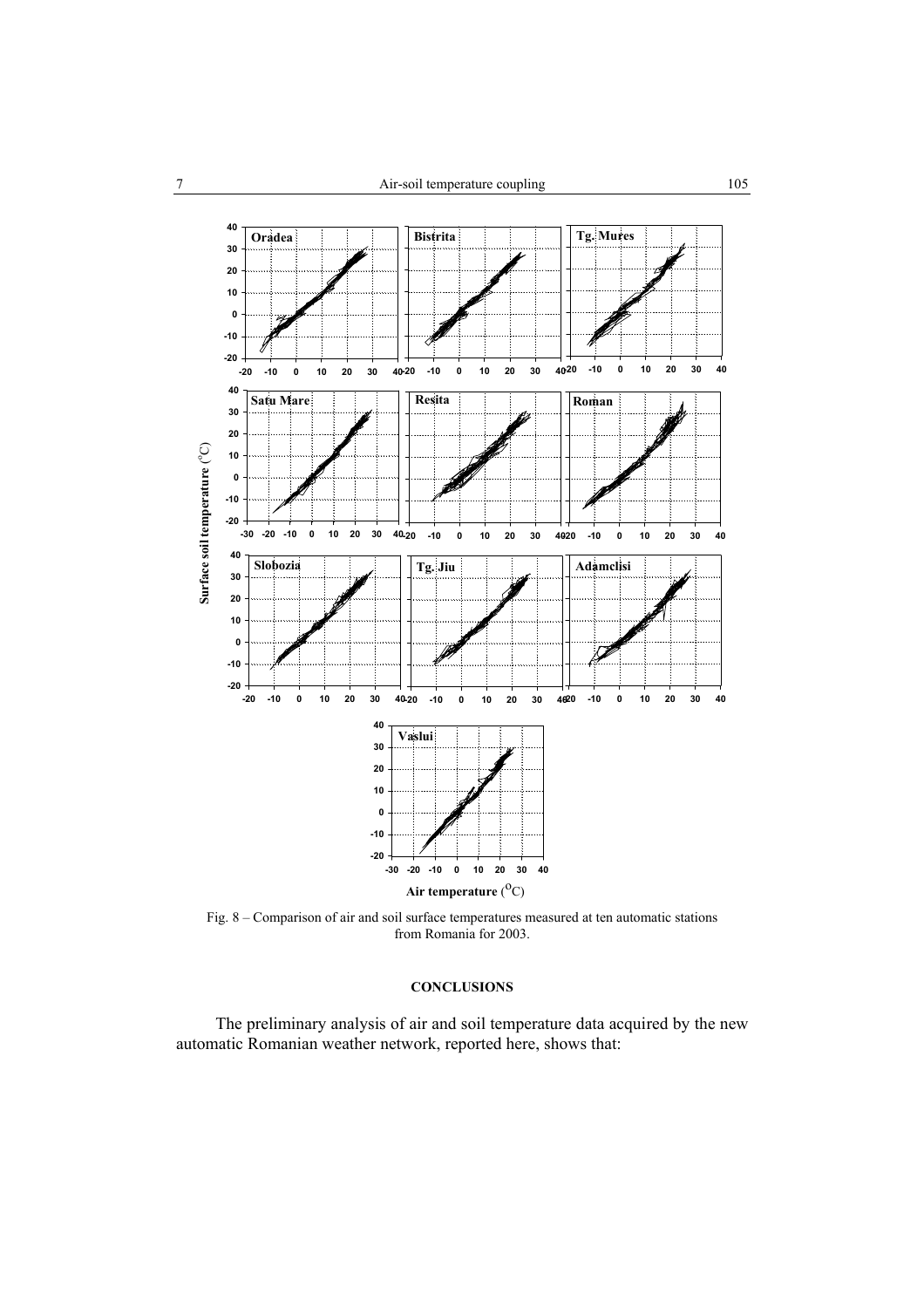Oradea

Bistrita

Tg. Mures

Satu Mare

Resita

Roman

Slobozia

Tg. Jiu

Adamclisi

Vaslui

Surface soil temperature (°C)

Air temperature (°C)

Fig. 8 – Comparison of air and soil surface temperatures measured at ten automatic stations from Romania for 2003.

## CONCLUSIONS

The preliminary analysis of air and soil temperature data acquired by the new automatic Romanian weather network, reported here, shows that: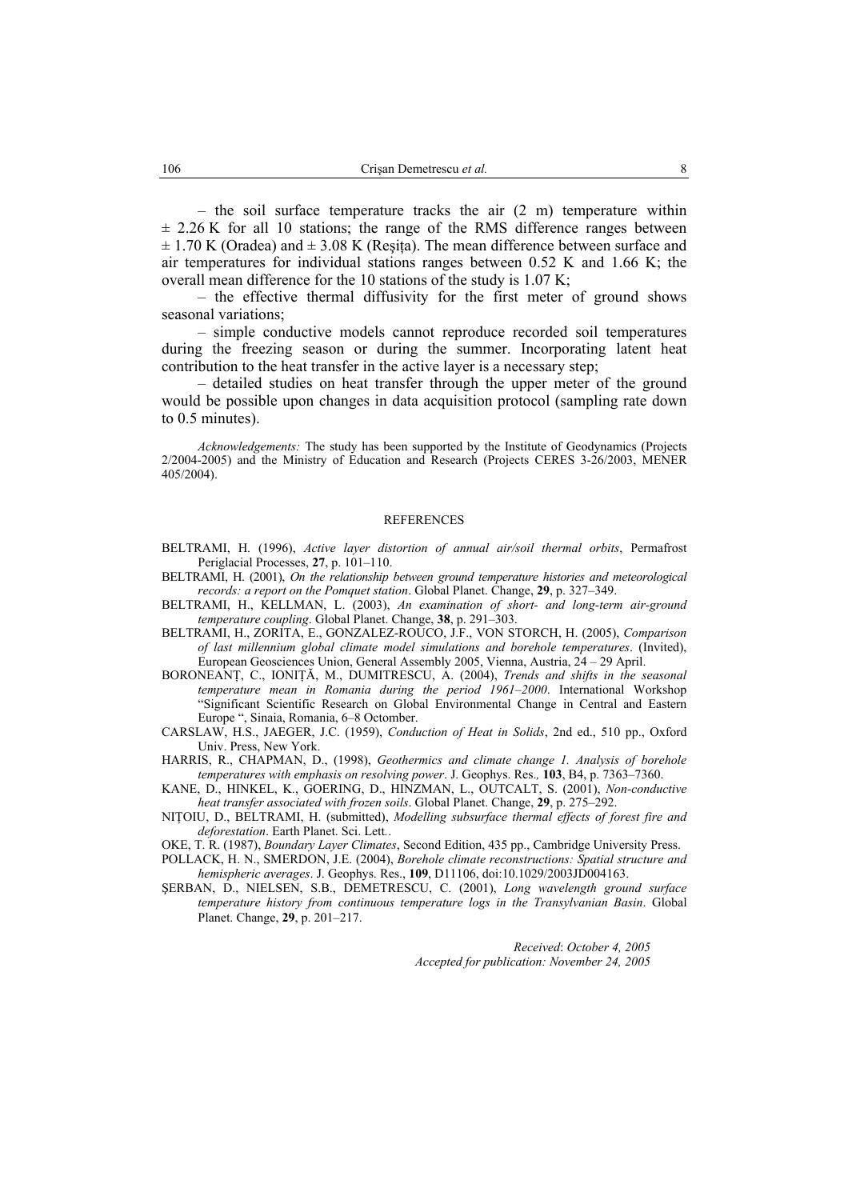– the soil surface temperature tracks the air (2 m) temperature within $\pm$ 2.26 K for all 10 stations; the range of the RMS difference ranges between $\pm$ 1.70 K (Oradea) and $\pm$ 3.08 K (Reşiţa). The mean difference between surface and air temperatures for individual stations ranges between 0.52 K and 1.66 K; the overall mean difference for the 10 stations of the study is 1.07 K;

– the effective thermal diffusivity for the first meter of ground shows seasonal variations;

– simple conductive models cannot reproduce recorded soil temperatures during the freezing season or during the summer. Incorporating latent heat contribution to the heat transfer in the active layer is a necessary step;

– detailed studies on heat transfer through the upper meter of the ground would be possible upon changes in data acquisition protocol (sampling rate down to 0.5 minutes).

*Acknowledgements:* The study has been supported by the Institute of Geodynamics (Projects 2/2004-2005) and the Ministry of Education and Research (Projects CERES 3-26/2003, MENER 405/2004).

## REFERENCES

BELTRAMI, H. (1996), *Active layer distortion of annual air/soil thermal orbits*, Permafrost Periglacial Processes, **27**, p. 101–110.

BELTRAMI, H. (2001), *On the relationship between ground temperature histories and meteorological records: a report on the Pomquet station*. Global Planet. Change, **29**, p. 327–349.

BELTRAMI, H., KELLMAN, L. (2003), *An examination of short- and long-term air-ground temperature coupling*. Global Planet. Change, **38**, p. 291–303.

BELTRAMI, H., ZORITA, E., GONZALEZ-ROUCO, J.F., VON STORCH, H. (2005), *Comparison of last millennium global climate model simulations and borehole temperatures*. (Invited), European Geosciences Union, General Assembly 2005, Vienna, Austria, 24 – 29 April.

BORONEANŢ, C., IONIŢĂ, M., DUMITRESCU, A. (2004), *Trends and shifts in the seasonal temperature mean in Romania during the period 1961–2000*. International Workshop "Significant Scientific Research on Global Environmental Change in Central and Eastern Europe ", Sinaia, Romania, 6–8 Octomber.

CARSLAW, H.S., JAEGER, J.C. (1959), *Conduction of Heat in Solids*, 2nd ed., 510 pp., Oxford Univ. Press, New York.

HARRIS, R., CHAPMAN, D., (1998), *Geothermics and climate change 1. Analysis of borehole temperatures with emphasis on resolving power*. J. Geophys. Res., **103**, B4, p. 7363–7360.

KANE, D., HINKEL, K., GOERING, D., HINZMAN, L., OUTCALT, S. (2001), *Non-conductive heat transfer associated with frozen soils*. Global Planet. Change, **29**, p. 275–292.

NIŢOIU, D., BELTRAMI, H. (submitted), *Modelling subsurface thermal effects of forest fire and deforestation*. Earth Planet. Sci. Lett..

OKE, T. R. (1987), *Boundary Layer Climates*, Second Edition, 435 pp., Cambridge University Press.

POLLACK, H. N., SMERDON, J.E. (2004), *Borehole climate reconstructions: Spatial structure and hemispheric averages*. J. Geophys. Res., **109**, D11106, doi:10.1029/2003JD004163.

ŞERBAN, D., NIELSEN, S.B., DEMETRESCU, C. (2001), *Long wavelength ground surface temperature history from continuous temperature logs in the Transylvanian Basin*. Global Planet. Change, **29**, p. 201–217.

*Received*: *October 4, 2005*
*Accepted for publication: November 24, 2005*